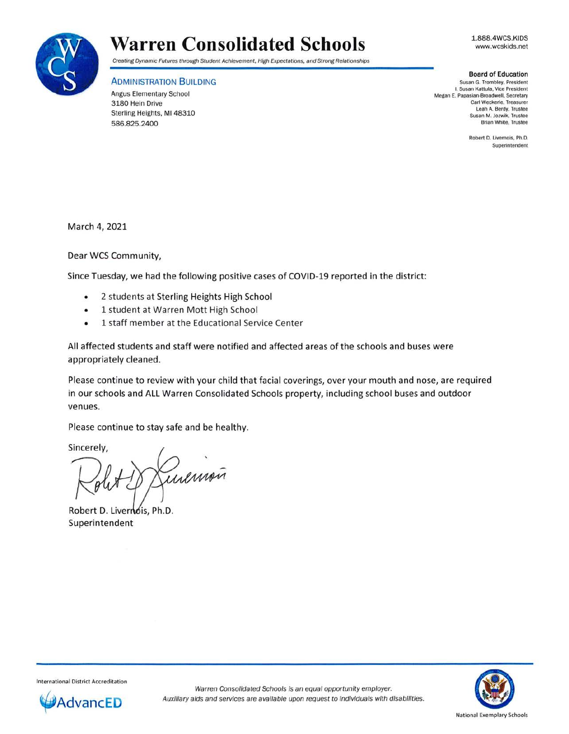# Warren Consolidated Schools

*Creating Dynamic Futures through Student Achievement, High Expectations, and Strong Relationships*

1.888.4WCS.KIDS
www.wcskids.net

**ADMINISTRATION BUILDING**
Angus Elementary School
3180 Hein Drive
Sterling Heights, MI 48310
586.825.2400

**Board of Education**
Susan G. Trombley, President
I. Susan Kattula, Vice President
Megan E. Papasian-Broadwell, Secretary
Carl Weckerle, Treasurer
Leah A. Berdy, Trustee
Susan M. Jozwik, Trustee
Brian White, Trustee

Robert D. Livernois, Ph.D.
Superintendent

March 4, 2021

Dear WCS Community,

Since Tuesday, we had the following positive cases of COVID-19 reported in the district:

- 2 students at Sterling Heights High School
- 1 student at Warren Mott High School
- 1 staff member at the Educational Service Center

All affected students and staff were notified and affected areas of the schools and buses were appropriately cleaned.

Please continue to review with your child that facial coverings, over your mouth and nose, are required in our schools and ALL Warren Consolidated Schools property, including school buses and outdoor venues.

Please continue to stay safe and be healthy.

Sincerely,

Robert D. Livernois, Ph.D.
Superintendent

International District Accreditation
AdvancED

*Warren Consolidated Schools is an equal opportunity employer.*
*Auxiliary aids and services are available upon request to individuals with disabilities.*

National Exemplary Schools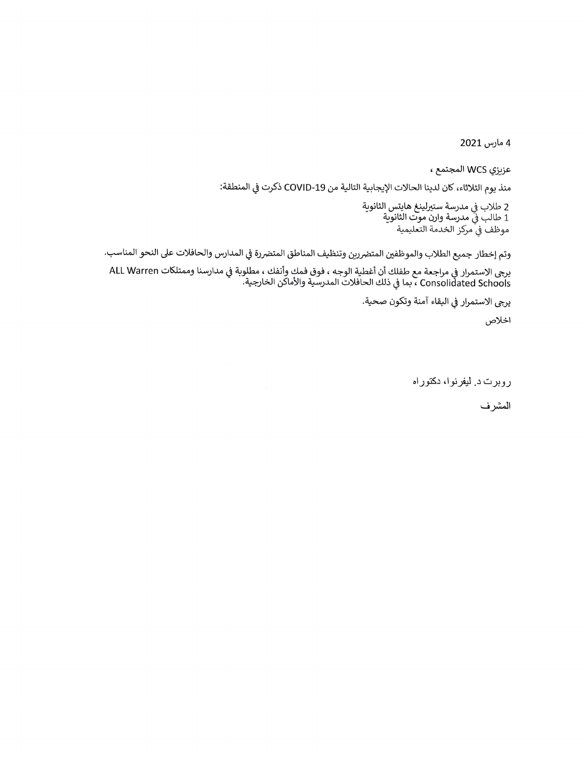4 مارس 2021

عزيزي WCS المجتمع ،

منذ يوم الثلاثاء، كان لدينا الحالات الإيجابية التالية من COVID-19 ذكرت في المنطقة:

2 طلاب في مدرسة ستيرلينغ هايتس الثانوية
1 طالب في مدرسة وارن موت الثانوية
موظف في مركز الخدمة التعليمية

وتم إخطار جميع الطلاب والموظفين المتضررين وتنظيف المناطق المتضررة في المدارس والحافلات على النحو المناسب.

يرجى الاستمرار في مراجعة مع طفلك أن أغطية الوجه ، فوق فمك وأنفك ، مطلوبة في مدارسنا وممتلكات ALL Warren Consolidated Schools ، بما في ذلك الحافلات المدرسية والأماكن الخارجية.

يرجى الاستمرار في البقاء آمنة وتكون صحية.

اخلاص

روبرت د. ليفرنوا، دكتوراه

المشرف